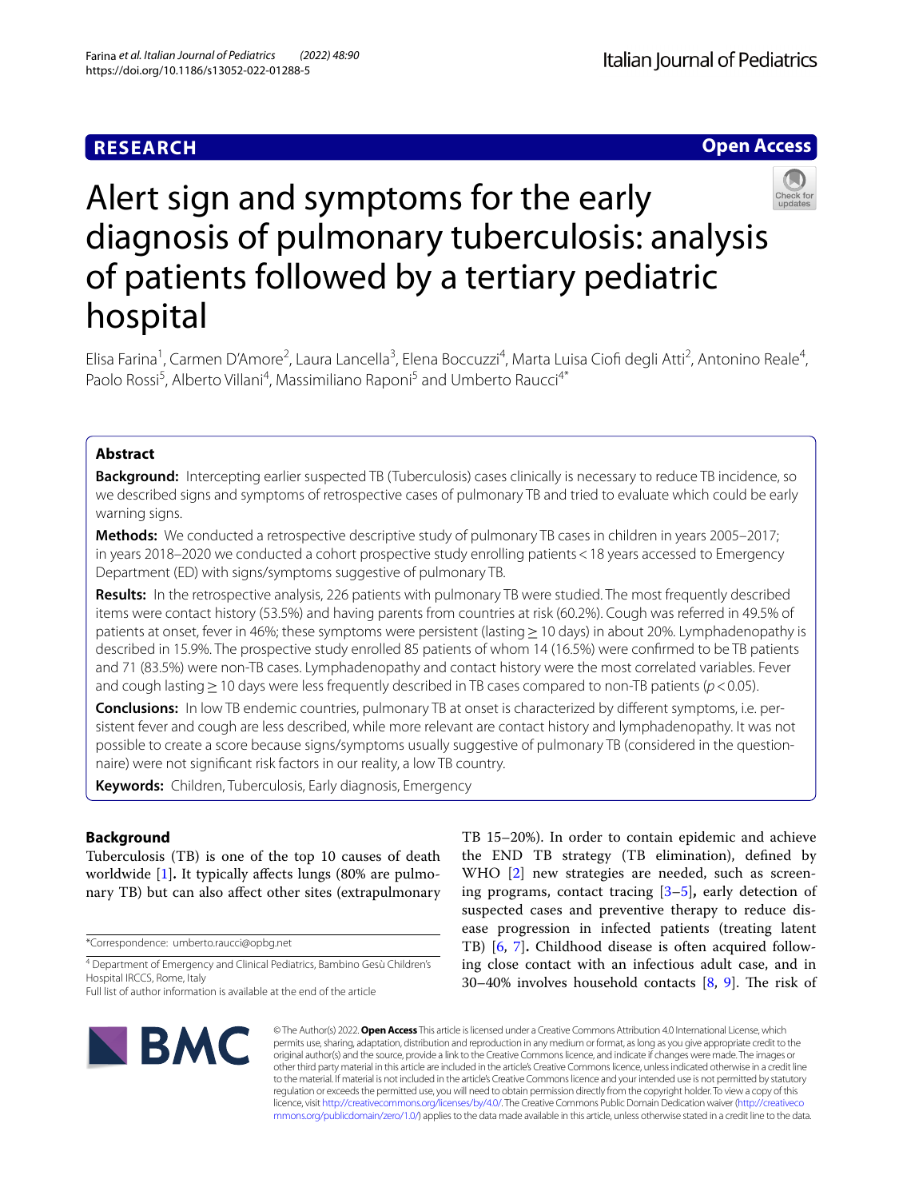RESEARCH

Open Access

# Alert sign and symptoms for the early diagnosis of pulmonary tuberculosis: analysis of patients followed by a tertiary pediatric hospital

Elisa Farina[1], Carmen D'Amore[2], Laura Lancella[3], Elena Boccuzzi[4], Marta Luisa Ciofi degli Atti[2], Antonino Reale[4], Paolo Rossi[5], Alberto Villani[4], Massimiliano Raponi[5] and Umberto Raucci[4*]

## Abstract

**Background:** Intercepting earlier suspected TB (Tuberculosis) cases clinically is necessary to reduce TB incidence, so we described signs and symptoms of retrospective cases of pulmonary TB and tried to evaluate which could be early warning signs.

**Methods:** We conducted a retrospective descriptive study of pulmonary TB cases in children in years 2005–2017; in years 2018–2020 we conducted a cohort prospective study enrolling patients < 18 years accessed to Emergency Department (ED) with signs/symptoms suggestive of pulmonary TB.

**Results:** In the retrospective analysis, 226 patients with pulmonary TB were studied. The most frequently described items were contact history (53.5%) and having parents from countries at risk (60.2%). Cough was referred in 49.5% of patients at onset, fever in 46%; these symptoms were persistent (lasting ≥ 10 days) in about 20%. Lymphadenopathy is described in 15.9%. The prospective study enrolled 85 patients of whom 14 (16.5%) were confirmed to be TB patients and 71 (83.5%) were non-TB cases. Lymphadenopathy and contact history were the most correlated variables. Fever and cough lasting ≥ 10 days were less frequently described in TB cases compared to non-TB patients ($p < 0.05$).

**Conclusions:** In low TB endemic countries, pulmonary TB at onset is characterized by different symptoms, i.e. persistent fever and cough are less described, while more relevant are contact history and lymphadenopathy. It was not possible to create a score because signs/symptoms usually suggestive of pulmonary TB (considered in the questionnaire) were not significant risk factors in our reality, a low TB country.

**Keywords:** Children, Tuberculosis, Early diagnosis, Emergency

## Background

Tuberculosis (TB) is one of the top 10 causes of death worldwide [1]. It typically affects lungs (80% are pulmonary TB) but can also affect other sites (extrapulmonary TB 15–20%). In order to contain epidemic and achieve the END TB strategy (TB elimination), defined by WHO [2] new strategies are needed, such as screening programs, contact tracing [3–5], early detection of suspected cases and preventive therapy to reduce disease progression in infected patients (treating latent TB) [6, 7]. Childhood disease is often acquired following close contact with an infectious adult case, and in 30–40% involves household contacts [8, 9]. The risk of

*Correspondence: umberto.raucci@opbg.net

[4] Department of Emergency and Clinical Pediatrics, Bambino Gesù Children's Hospital IRCCS, Rome, Italy

Full list of author information is available at the end of the article

© The Author(s) 2022. **Open Access** This article is licensed under a Creative Commons Attribution 4.0 International License, which permits use, sharing, adaptation, distribution and reproduction in any medium or format, as long as you give appropriate credit to the original author(s) and the source, provide a link to the Creative Commons licence, and indicate if changes were made. The images or other third party material in this article are included in the article's Creative Commons licence, unless indicated otherwise in a credit line to the material. If material is not included in the article's Creative Commons licence and your intended use is not permitted by statutory regulation or exceeds the permitted use, you will need to obtain permission directly from the copyright holder. To view a copy of this licence, visit http://creativecommons.org/licenses/by/4.0/. The Creative Commons Public Domain Dedication waiver (http://creativecommons.org/publicdomain/zero/1.0/) applies to the data made available in this article, unless otherwise stated in a credit line to the data.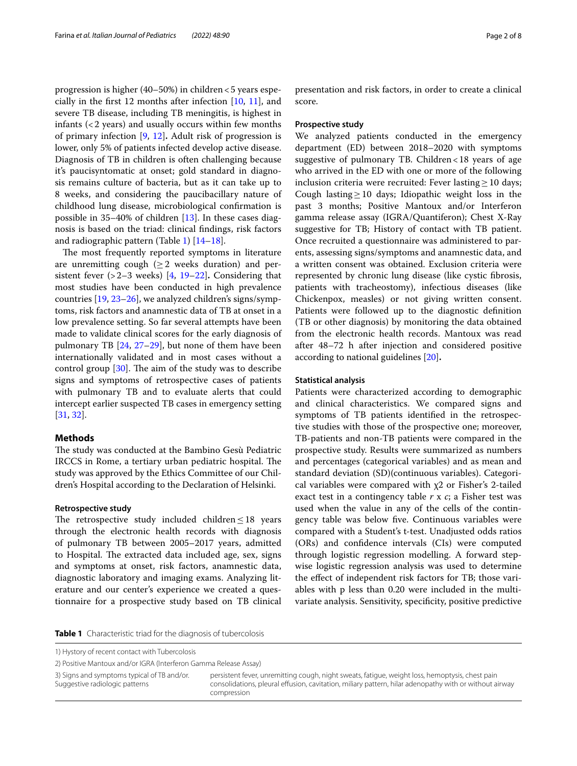progression is higher (40–50%) in children < 5 years especially in the first 12 months after infection [10, 11], and severe TB disease, including TB meningitis, is highest in infants (< 2 years) and usually occurs within few months of primary infection [9, 12]**.** Adult risk of progression is lower, only 5% of patients infected develop active disease. Diagnosis of TB in children is often challenging because it's paucisyntomatic at onset; gold standard in diagnosis remains culture of bacteria, but as it can take up to 8 weeks, and considering the paucibacillary nature of childhood lung disease, microbiological confirmation is possible in 35–40% of children [13]. In these cases diagnosis is based on the triad: clinical findings, risk factors and radiographic pattern (Table 1) [14–18].

The most frequently reported symptoms in literature are unremitting cough (≥ 2 weeks duration) and persistent fever (> 2–3 weeks) [4, 19–22]**.** Considering that most studies have been conducted in high prevalence countries [19, 23–26], we analyzed children's signs/symptoms, risk factors and anamnestic data of TB at onset in a low prevalence setting. So far several attempts have been made to validate clinical scores for the early diagnosis of pulmonary TB [24, 27–29], but none of them have been internationally validated and in most cases without a control group [30]. The aim of the study was to describe signs and symptoms of retrospective cases of patients with pulmonary TB and to evaluate alerts that could intercept earlier suspected TB cases in emergency setting [31, 32].

## Methods

The study was conducted at the Bambino Gesù Pediatric IRCCS in Rome, a tertiary urban pediatric hospital. The study was approved by the Ethics Committee of our Children's Hospital according to the Declaration of Helsinki.

### Retrospective study

The retrospective study included children ≤ 18 years through the electronic health records with diagnosis of pulmonary TB between 2005–2017 years, admitted to Hospital. The extracted data included age, sex, signs and symptoms at onset, risk factors, anamnestic data, diagnostic laboratory and imaging exams. Analyzing literature and our center's experience we created a questionnaire for a prospective study based on TB clinical presentation and risk factors, in order to create a clinical score.

### Prospective study

We analyzed patients conducted in the emergency department (ED) between 2018–2020 with symptoms suggestive of pulmonary TB. Children < 18 years of age who arrived in the ED with one or more of the following inclusion criteria were recruited: Fever lasting ≥ 10 days; Cough lasting ≥ 10 days; Idiopathic weight loss in the past 3 months; Positive Mantoux and/or Interferon gamma release assay (IGRA/Quantiferon); Chest X-Ray suggestive for TB; History of contact with TB patient. Once recruited a questionnaire was administered to parents, assessing signs/symptoms and anamnestic data, and a written consent was obtained. Exclusion criteria were represented by chronic lung disease (like cystic fibrosis, patients with tracheostomy), infectious diseases (like Chickenpox, measles) or not giving written consent. Patients were followed up to the diagnostic definition (TB or other diagnosis) by monitoring the data obtained from the electronic health records. Mantoux was read after 48–72 h after injection and considered positive according to national guidelines [20]**.**

### Statistical analysis

Patients were characterized according to demographic and clinical characteristics. We compared signs and symptoms of TB patients identified in the retrospective studies with those of the prospective one; moreover, TB-patients and non-TB patients were compared in the prospective study. Results were summarized as numbers and percentages (categorical variables) and as mean and standard deviation (SD)(continuous variables). Categorical variables were compared with $\chi 2$ or Fisher's 2-tailed exact test in a contingency table $r$ x $c$; a Fisher test was used when the value in any of the cells of the contingency table was below five. Continuous variables were compared with a Student's t-test. Unadjusted odds ratios (ORs) and confidence intervals (CIs) were computed through logistic regression modelling. A forward stepwise logistic regression analysis was used to determine the effect of independent risk factors for TB; those variables with p less than 0.20 were included in the multivariate analysis. Sensitivity, specificity, positive predictive

**Table 1** Characteristic triad for the diagnosis of tubercolosis

| | |
|---|---|
| 1) Hystory of recent contact with Tubercolosis | |
| 2) Positive Mantoux and/or IGRA (Interferon Gamma Release Assay) | |
| 3) Signs and symptoms typical of TB and/or. Suggestive radiologic patterns | persistent fever, unremitting cough, night sweats, fatigue, weight loss, hemoptysis, chest pain consolidations, pleural effusion, cavitation, miliary pattern, hilar adenopathy with or without airway compression |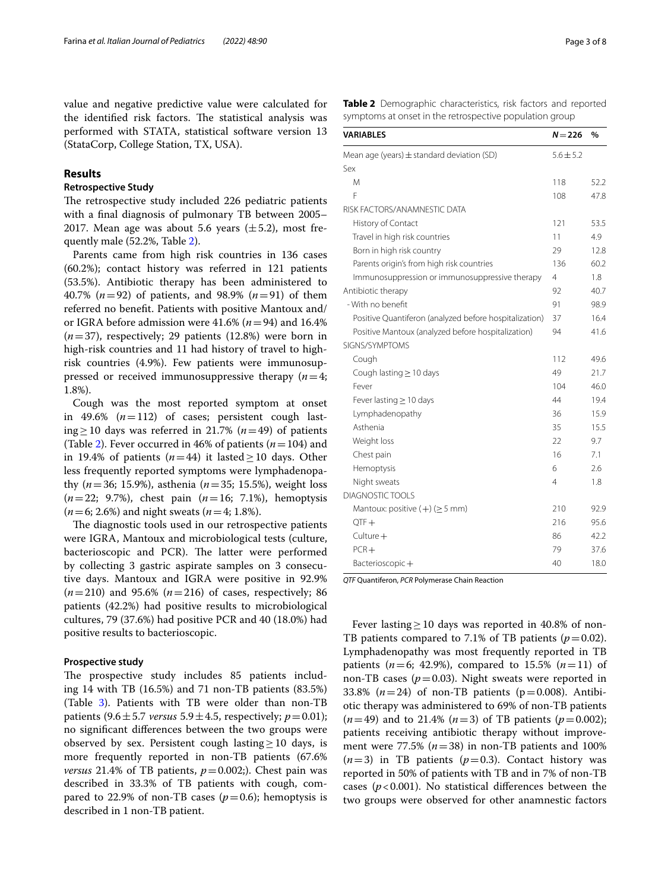value and negative predictive value were calculated for the identified risk factors. The statistical analysis was performed with STATA, statistical software version 13 (StataCorp, College Station, TX, USA).

## Results

### Retrospective Study

The retrospective study included 226 pediatric patients with a final diagnosis of pulmonary TB between 2005–2017. Mean age was about 5.6 years (±5.2), most frequently male (52.2%, Table 2).

Parents came from high risk countries in 136 cases (60.2%); contact history was referred in 121 patients (53.5%). Antibiotic therapy has been administered to 40.7% ($n=92$) of patients, and 98.9% ($n=91$) of them referred no benefit. Patients with positive Mantoux and/or IGRA before admission were 41.6% ($n=94$) and 16.4% ($n=37$), respectively; 29 patients (12.8%) were born in high-risk countries and 11 had history of travel to high-risk countries (4.9%). Few patients were immunosuppressed or received immunosuppressive therapy ($n=4$; 1.8%).

Cough was the most reported symptom at onset in 49.6% ($n=112$) of cases; persistent cough lasting ≥ 10 days was referred in 21.7% ($n=49$) of patients (Table 2). Fever occurred in 46% of patients ($n=104$) and in 19.4% of patients ($n=44$) it lasted ≥ 10 days. Other less frequently reported symptoms were lymphadenopathy ($n=36$; 15.9%), asthenia ($n=35$; 15.5%), weight loss ($n=22$; 9.7%), chest pain ($n=16$; 7.1%), hemoptysis ($n=6$; 2.6%) and night sweats ($n=4$; 1.8%).

The diagnostic tools used in our retrospective patients were IGRA, Mantoux and microbiological tests (culture, bacterioscopic and PCR). The latter were performed by collecting 3 gastric aspirate samples on 3 consecutive days. Mantoux and IGRA were positive in 92.9% ($n=210$) and 95.6% ($n=216$) of cases, respectively; 86 patients (42.2%) had positive results to microbiological cultures, 79 (37.6%) had positive PCR and 40 (18.0%) had positive results to bacterioscopic.

### Prospective study

The prospective study includes 85 patients including 14 with TB (16.5%) and 71 non-TB patients (83.5%) (Table 3). Patients with TB were older than non-TB patients (9.6 ± 5.7 *versus* 5.9 ± 4.5, respectively; $p=0.01$); no significant differences between the two groups were observed by sex. Persistent cough lasting ≥ 10 days, is more frequently reported in non-TB patients (67.6% *versus* 21.4% of TB patients, $p=0.002$;). Chest pain was described in 33.3% of TB patients with cough, compared to 22.9% of non-TB cases ($p=0.6$); hemoptysis is described in 1 non-TB patient.

**Table 2** Demographic characteristics, risk factors and reported symptoms at onset in the retrospective population group

| VARIABLES | $N=226$ | % |
|---|---|---|
| Mean age (years) ± standard deviation (SD) | 5.6 ± 5.2 | |
| Sex | | |
| M | 118 | 52.2 |
| F | 108 | 47.8 |
| RISK FACTORS/ANAMNESTIC DATA | | |
| History of Contact | 121 | 53.5 |
| Travel in high risk countries | 11 | 4.9 |
| Born in high risk country | 29 | 12.8 |
| Parents origin's from high risk countries | 136 | 60.2 |
| Immunosuppression or immunosuppressive therapy | 4 | 1.8 |
| Antibiotic therapy | 92 | 40.7 |
| - With no benefit | 91 | 98.9 |
| Positive Quantiferon (analyzed before hospitalization) | 37 | 16.4 |
| Positive Mantoux (analyzed before hospitalization) | 94 | 41.6 |
| SIGNS/SYMPTOMS | | |
| Cough | 112 | 49.6 |
| Cough lasting ≥ 10 days | 49 | 21.7 |
| Fever | 104 | 46.0 |
| Fever lasting ≥ 10 days | 44 | 19.4 |
| Lymphadenopathy | 36 | 15.9 |
| Asthenia | 35 | 15.5 |
| Weight loss | 22 | 9.7 |
| Chest pain | 16 | 7.1 |
| Hemoptysis | 6 | 2.6 |
| Night sweats | 4 | 1.8 |
| DIAGNOSTIC TOOLS | | |
| Mantoux: positive (+) (≥ 5 mm) | 210 | 92.9 |
| QTF + | 216 | 95.6 |
| Culture + | 86 | 42.2 |
| PCR + | 79 | 37.6 |
| Bacterioscopic + | 40 | 18.0 |

*QTF* Quantiferon, *PCR* Polymerase Chain Reaction

Fever lasting ≥ 10 days was reported in 40.8% of non-TB patients compared to 7.1% of TB patients ($p=0.02$). Lymphadenopathy was most frequently reported in TB patients ($n=6$; 42.9%), compared to 15.5% ($n=11$) of non-TB cases ($p=0.03$). Night sweats were reported in 33.8% ($n=24$) of non-TB patients ($p=0.008$). Antibiotic therapy was administered to 69% of non-TB patients ($n=49$) and to 21.4% ($n=3$) of TB patients ($p=0.002$); patients receiving antibiotic therapy without improvement were 77.5% ($n=38$) in non-TB patients and 100% ($n=3$) in TB patients ($p=0.3$). Contact history was reported in 50% of patients with TB and in 7% of non-TB cases ($p<0.001$). No statistical differences between the two groups were observed for other anamnestic factors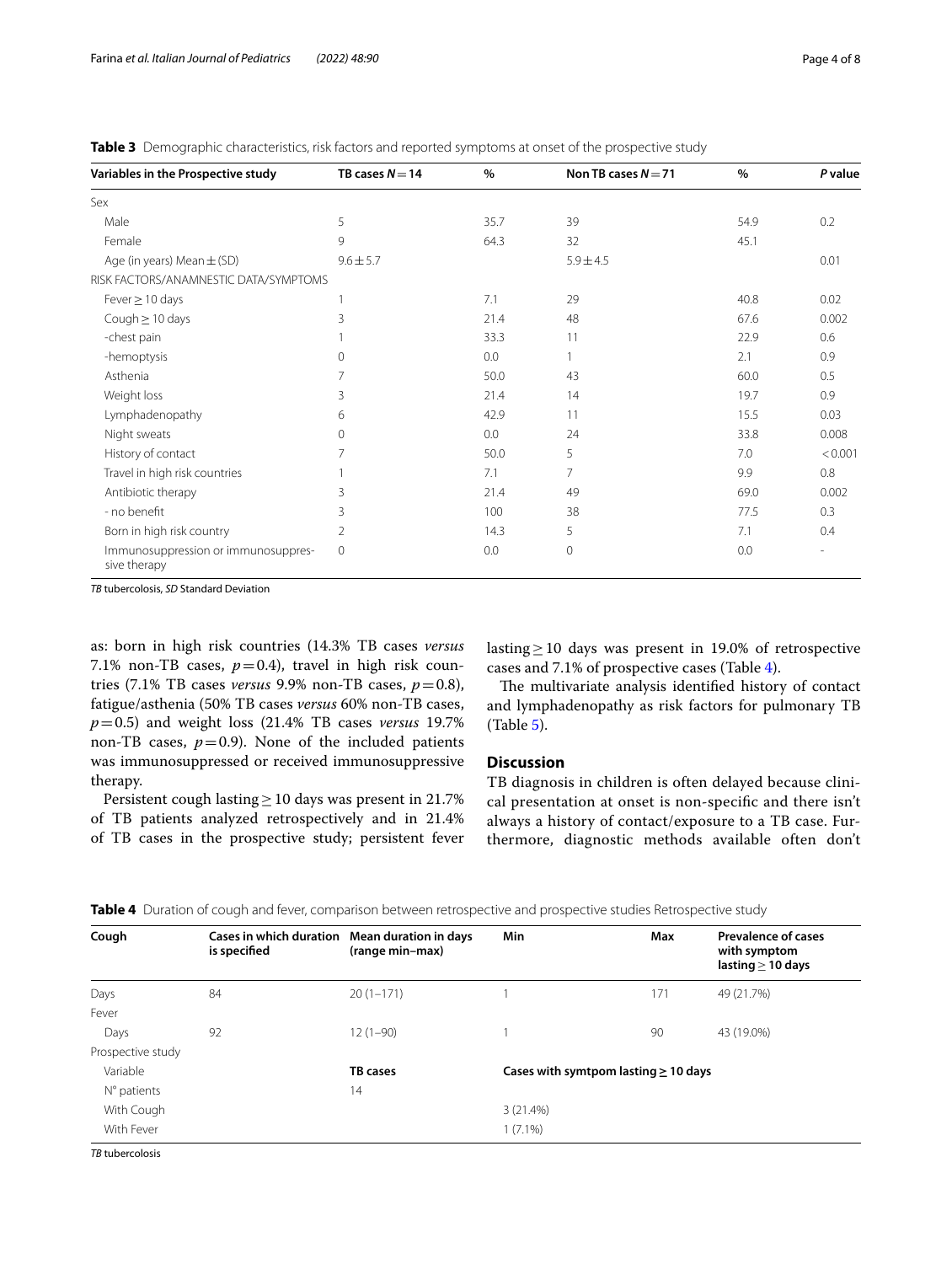**Table 3** Demographic characteristics, risk factors and reported symptoms at onset of the prospective study

| Variables in the Prospective study | TB cases $N=14$ | % | Non TB cases $N=71$ | % | *P* value |
|---|---|---|---|---|---|
| Sex | | | | | |
| Male | 5 | 35.7 | 39 | 54.9 | 0.2 |
| Female | 9 | 64.3 | 32 | 45.1 | |
| Age (in years) Mean ± (SD) | 9.6 ± 5.7 | | 5.9 ± 4.5 | | 0.01 |
| RISK FACTORS/ANAMNESTIC DATA/SYMPTOMS | | | | | |
| Fever ≥ 10 days | 1 | 7.1 | 29 | 40.8 | 0.02 |
| Cough ≥ 10 days | 3 | 21.4 | 48 | 67.6 | 0.002 |
| -chest pain | 1 | 33.3 | 11 | 22.9 | 0.6 |
| -hemoptysis | 0 | 0.0 | 1 | 2.1 | 0.9 |
| Asthenia | 7 | 50.0 | 43 | 60.0 | 0.5 |
| Weight loss | 3 | 21.4 | 14 | 19.7 | 0.9 |
| Lymphadenopathy | 6 | 42.9 | 11 | 15.5 | 0.03 |
| Night sweats | 0 | 0.0 | 24 | 33.8 | 0.008 |
| History of contact | 7 | 50.0 | 5 | 7.0 | < 0.001 |
| Travel in high risk countries | 1 | 7.1 | 7 | 9.9 | 0.8 |
| Antibiotic therapy | 3 | 21.4 | 49 | 69.0 | 0.002 |
| - no benefit | 3 | 100 | 38 | 77.5 | 0.3 |
| Born in high risk country | 2 | 14.3 | 5 | 7.1 | 0.4 |
| Immunosuppression or immunosuppressive therapy | 0 | 0.0 | 0 | 0.0 | - |

*TB* tubercolosis, *SD* Standard Deviation

as: born in high risk countries (14.3% TB cases *versus* 7.1% non-TB cases, $p=0.4$), travel in high risk countries (7.1% TB cases *versus* 9.9% non-TB cases, $p=0.8$), fatigue/asthenia (50% TB cases *versus* 60% non-TB cases, $p=0.5$) and weight loss (21.4% TB cases *versus* 19.7% non-TB cases, $p=0.9$). None of the included patients was immunosuppressed or received immunosuppressive therapy.

Persistent cough lasting ≥ 10 days was present in 21.7% of TB patients analyzed retrospectively and in 21.4% of TB cases in the prospective study; persistent fever lasting ≥ 10 days was present in 19.0% of retrospective cases and 7.1% of prospective cases (Table 4).

The multivariate analysis identified history of contact and lymphadenopathy as risk factors for pulmonary TB (Table 5).

## Discussion

TB diagnosis in children is often delayed because clinical presentation at onset is non-specific and there isn't always a history of contact/exposure to a TB case. Furthermore, diagnostic methods available often don't

**Table 4** Duration of cough and fever, comparison between retrospective and prospective studies Retrospective study

| Cough | Cases in which duration is specified | Mean duration in days (range min–max) | Min | Max | Prevalence of cases with symptom lasting ≥ 10 days |
|---|---|---|---|---|---|
| Days | 84 | 20 (1–171) | 1 | 171 | 49 (21.7%) |
| Fever | | | | | |
| Days | 92 | 12 (1–90) | 1 | 90 | 43 (19.0%) |
| Prospective study | | | | | |
| Variable | | **TB cases** | **Cases with symtpom lasting ≥ 10 days** | | |
| N° patients | | 14 | | | |
| With Cough | | | 3 (21.4%) | | |
| With Fever | | | 1 (7.1%) | | |

*TB* tubercolosis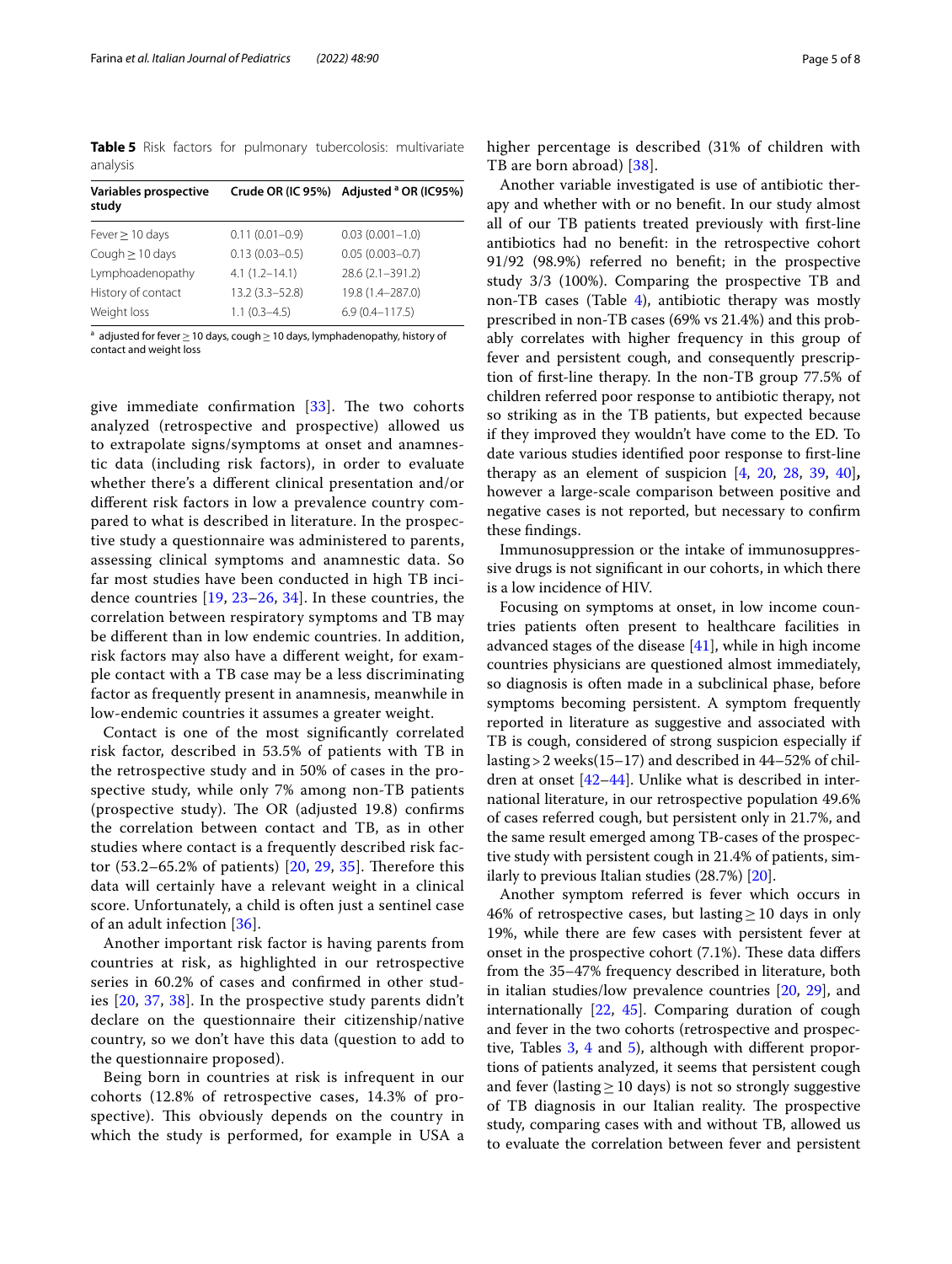**Table 5** Risk factors for pulmonary tubercolosis: multivariate analysis

| Variables prospective study | Crude OR (IC 95%) | Adjusted [a] OR (IC95%) |
|---|---|---|
| Fever ≥ 10 days | 0.11 (0.01–0.9) | 0.03 (0.001–1.0) |
| Cough ≥ 10 days | 0.13 (0.03–0.5) | 0.05 (0.003–0.7) |
| Lymphoadenopathy | 4.1 (1.2–14.1) | 28.6 (2.1–391.2) |
| History of contact | 13.2 (3.3–52.8) | 19.8 (1.4–287.0) |
| Weight loss | 1.1 (0.3–4.5) | 6.9 (0.4–117.5) |

[a] adjusted for fever ≥ 10 days, cough ≥ 10 days, lymphadenopathy, history of contact and weight loss

give immediate confirmation [33]. The two cohorts analyzed (retrospective and prospective) allowed us to extrapolate signs/symptoms at onset and anamnestic data (including risk factors), in order to evaluate whether there's a different clinical presentation and/or different risk factors in low a prevalence country compared to what is described in literature. In the prospective study a questionnaire was administered to parents, assessing clinical symptoms and anamnestic data. So far most studies have been conducted in high TB incidence countries [19, 23–26, 34]. In these countries, the correlation between respiratory symptoms and TB may be different than in low endemic countries. In addition, risk factors may also have a different weight, for example contact with a TB case may be a less discriminating factor as frequently present in anamnesis, meanwhile in low-endemic countries it assumes a greater weight.

Contact is one of the most significantly correlated risk factor, described in 53.5% of patients with TB in the retrospective study and in 50% of cases in the prospective study, while only 7% among non-TB patients (prospective study). The OR (adjusted 19.8) confirms the correlation between contact and TB, as in other studies where contact is a frequently described risk factor (53.2–65.2% of patients) [20, 29, 35]. Therefore this data will certainly have a relevant weight in a clinical score. Unfortunately, a child is often just a sentinel case of an adult infection [36].

Another important risk factor is having parents from countries at risk, as highlighted in our retrospective series in 60.2% of cases and confirmed in other studies [20, 37, 38]. In the prospective study parents didn't declare on the questionnaire their citizenship/native country, so we don't have this data (question to add to the questionnaire proposed).

Being born in countries at risk is infrequent in our cohorts (12.8% of retrospective cases, 14.3% of prospective). This obviously depends on the country in which the study is performed, for example in USA a higher percentage is described (31% of children with TB are born abroad) [38].

Another variable investigated is use of antibiotic therapy and whether with or no benefit. In our study almost all of our TB patients treated previously with first-line antibiotics had no benefit: in the retrospective cohort 91/92 (98.9%) referred no benefit; in the prospective study 3/3 (100%). Comparing the prospective TB and non-TB cases (Table 4), antibiotic therapy was mostly prescribed in non-TB cases (69% vs 21.4%) and this probably correlates with higher frequency in this group of fever and persistent cough, and consequently prescription of first-line therapy. In the non-TB group 77.5% of children referred poor response to antibiotic therapy, not so striking as in the TB patients, but expected because if they improved they wouldn't have come to the ED. To date various studies identified poor response to first-line therapy as an element of suspicion [4, 20, 28, 39, 40], however a large-scale comparison between positive and negative cases is not reported, but necessary to confirm these findings.

Immunosuppression or the intake of immunosuppressive drugs is not significant in our cohorts, in which there is a low incidence of HIV.

Focusing on symptoms at onset, in low income countries patients often present to healthcare facilities in advanced stages of the disease [41], while in high income countries physicians are questioned almost immediately, so diagnosis is often made in a subclinical phase, before symptoms becoming persistent. A symptom frequently reported in literature as suggestive and associated with TB is cough, considered of strong suspicion especially if lasting > 2 weeks(15–17) and described in 44–52% of children at onset [42–44]. Unlike what is described in international literature, in our retrospective population 49.6% of cases referred cough, but persistent only in 21.7%, and the same result emerged among TB-cases of the prospective study with persistent cough in 21.4% of patients, similarly to previous Italian studies (28.7%) [20].

Another symptom referred is fever which occurs in 46% of retrospective cases, but lasting ≥ 10 days in only 19%, while there are few cases with persistent fever at onset in the prospective cohort (7.1%). These data differs from the 35–47% frequency described in literature, both in italian studies/low prevalence countries [20, 29], and internationally [22, 45]. Comparing duration of cough and fever in the two cohorts (retrospective and prospective, Tables 3, 4 and 5), although with different proportions of patients analyzed, it seems that persistent cough and fever (lasting ≥ 10 days) is not so strongly suggestive of TB diagnosis in our Italian reality. The prospective study, comparing cases with and without TB, allowed us to evaluate the correlation between fever and persistent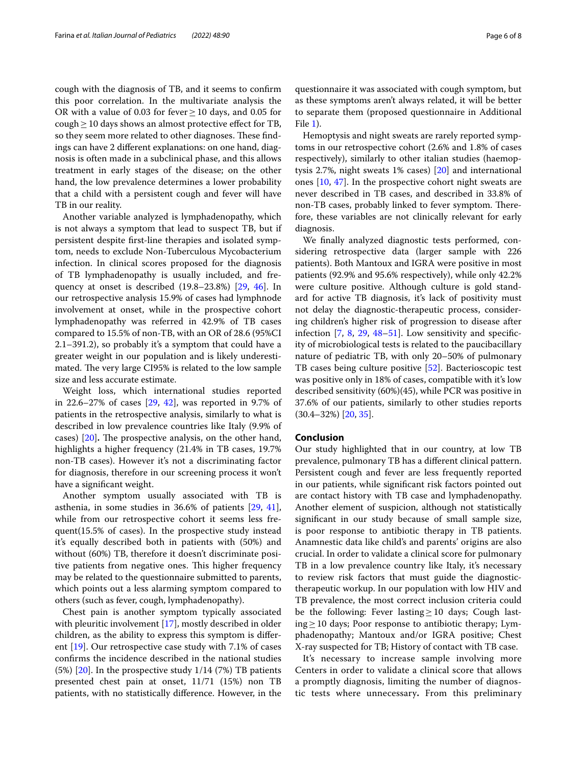cough with the diagnosis of TB, and it seems to confirm this poor correlation. In the multivariate analysis the OR with a value of 0.03 for fever ≥ 10 days, and 0.05 for cough ≥ 10 days shows an almost protective effect for TB, so they seem more related to other diagnoses. These findings can have 2 different explanations: on one hand, diagnosis is often made in a subclinical phase, and this allows treatment in early stages of the disease; on the other hand, the low prevalence determines a lower probability that a child with a persistent cough and fever will have TB in our reality.

Another variable analyzed is lymphadenopathy, which is not always a symptom that lead to suspect TB, but if persistent despite first-line therapies and isolated symptom, needs to exclude Non-Tuberculous Mycobacterium infection. In clinical scores proposed for the diagnosis of TB lymphadenopathy is usually included, and frequency at onset is described (19.8–23.8%) [29, 46]. In our retrospective analysis 15.9% of cases had lymphnode involvement at onset, while in the prospective cohort lymphadenopathy was referred in 42.9% of TB cases compared to 15.5% of non-TB, with an OR of 28.6 (95%CI 2.1–391.2), so probably it's a symptom that could have a greater weight in our population and is likely underestimated. The very large CI95% is related to the low sample size and less accurate estimate.

Weight loss, which international studies reported in 22.6–27% of cases [29, 42], was reported in 9.7% of patients in the retrospective analysis, similarly to what is described in low prevalence countries like Italy (9.9% of cases) [20]**.** The prospective analysis, on the other hand, highlights a higher frequency (21.4% in TB cases, 19.7% non-TB cases). However it's not a discriminating factor for diagnosis, therefore in our screening process it won't have a significant weight.

Another symptom usually associated with TB is asthenia, in some studies in 36.6% of patients [29, 41], while from our retrospective cohort it seems less frequent(15.5% of cases). In the prospective study instead it's equally described both in patients with (50%) and without (60%) TB, therefore it doesn't discriminate positive patients from negative ones. This higher frequency may be related to the questionnaire submitted to parents, which points out a less alarming symptom compared to others (such as fever, cough, lymphadenopathy).

Chest pain is another symptom typically associated with pleuritic involvement [17], mostly described in older children, as the ability to express this symptom is different [19]. Our retrospective case study with 7.1% of cases confirms the incidence described in the national studies (5%) [20]. In the prospective study 1/14 (7%) TB patients presented chest pain at onset, 11/71 (15%) non TB patients, with no statistically difference. However, in the questionnaire it was associated with cough symptom, but as these symptoms aren't always related, it will be better to separate them (proposed questionnaire in Additional File 1).

Hemoptysis and night sweats are rarely reported symptoms in our retrospective cohort (2.6% and 1.8% of cases respectively), similarly to other italian studies (haemoptysis 2.7%, night sweats 1% cases) [20] and international ones [10, 47]. In the prospective cohort night sweats are never described in TB cases, and described in 33.8% of non-TB cases, probably linked to fever symptom. Therefore, these variables are not clinically relevant for early diagnosis.

We finally analyzed diagnostic tests performed, considering retrospective data (larger sample with 226 patients). Both Mantoux and IGRA were positive in most patients (92.9% and 95.6% respectively), while only 42.2% were culture positive. Although culture is gold standard for active TB diagnosis, it's lack of positivity must not delay the diagnostic-therapeutic process, considering children's higher risk of progression to disease after infection [7, 8, 29, 48–51]. Low sensitivity and specificity of microbiological tests is related to the paucibacillary nature of pediatric TB, with only 20–50% of pulmonary TB cases being culture positive [52]. Bacterioscopic test was positive only in 18% of cases, compatible with it's low described sensitivity (60%)(45), while PCR was positive in 37.6% of our patients, similarly to other studies reports (30.4–32%) [20, 35].

## Conclusion

Our study highlighted that in our country, at low TB prevalence, pulmonary TB has a different clinical pattern. Persistent cough and fever are less frequently reported in our patients, while significant risk factors pointed out are contact history with TB case and lymphadenopathy. Another element of suspicion, although not statistically significant in our study because of small sample size, is poor response to antibiotic therapy in TB patients. Anamnestic data like child's and parents' origins are also crucial. In order to validate a clinical score for pulmonary TB in a low prevalence country like Italy, it's necessary to review risk factors that must guide the diagnostic-therapeutic workup. In our population with low HIV and TB prevalence, the most correct inclusion criteria could be the following: Fever lasting ≥ 10 days; Cough lasting ≥ 10 days; Poor response to antibiotic therapy; Lymphadenopathy; Mantoux and/or IGRA positive; Chest X-ray suspected for TB; History of contact with TB case.

It's necessary to increase sample involving more Centers in order to validate a clinical score that allows a promptly diagnosis, limiting the number of diagnostic tests where unnecessary**.** From this preliminary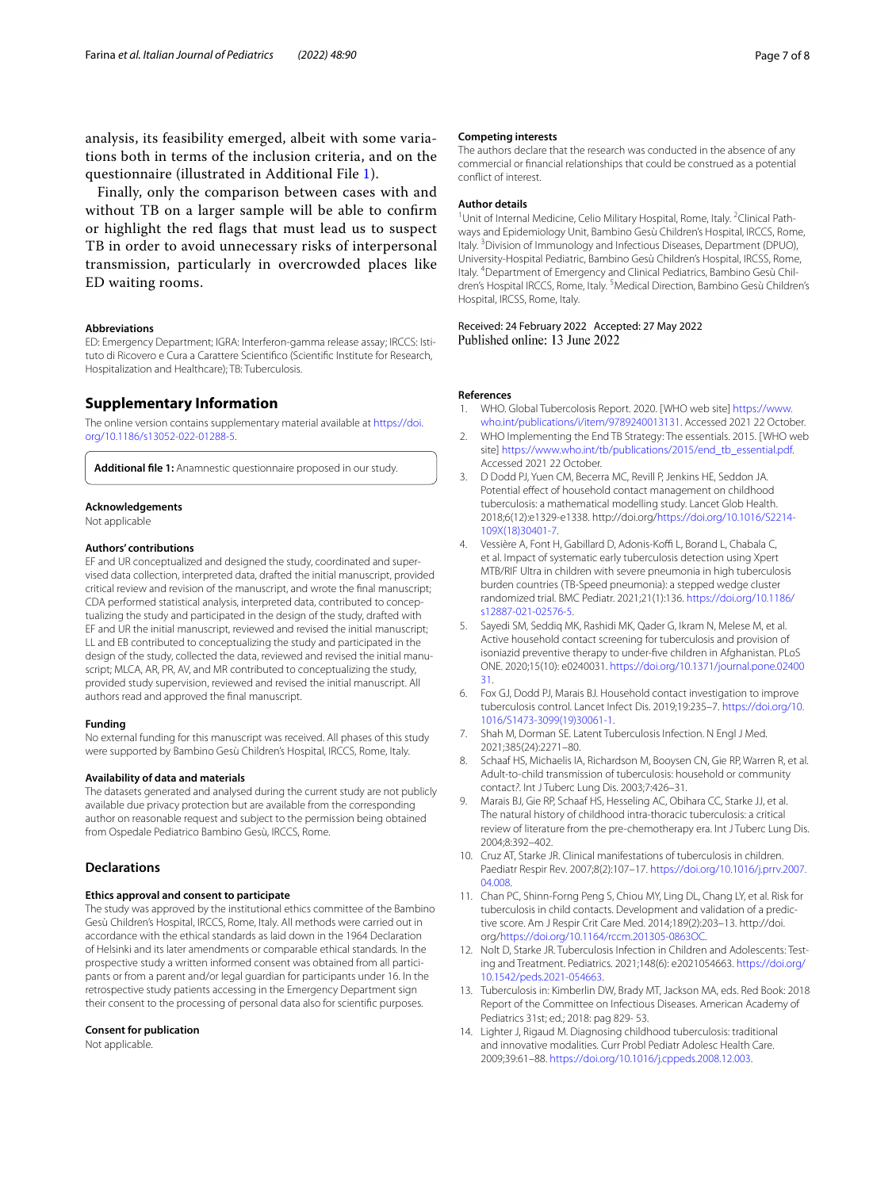analysis, its feasibility emerged, albeit with some variations both in terms of the inclusion criteria, and on the questionnaire (illustrated in Additional File 1).

Finally, only the comparison between cases with and without TB on a larger sample will be able to confirm or highlight the red flags that must lead us to suspect TB in order to avoid unnecessary risks of interpersonal transmission, particularly in overcrowded places like ED waiting rooms.

#### Abbreviations

ED: Emergency Department; IGRA: Interferon-gamma release assay; IRCCS: Istituto di Ricovero e Cura a Carattere Scientifico (Scientific Institute for Research, Hospitalization and Healthcare); TB: Tuberculosis.

## Supplementary Information

The online version contains supplementary material available at https://doi.org/10.1186/s13052-022-01288-5.

**Additional file 1:** Anamnestic questionnaire proposed in our study.

#### Acknowledgements

Not applicable

#### Authors' contributions

EF and UR conceptualized and designed the study, coordinated and supervised data collection, interpreted data, drafted the initial manuscript, provided critical review and revision of the manuscript, and wrote the final manuscript; CDA performed statistical analysis, interpreted data, contributed to conceptualizing the study and participated in the design of the study, drafted with EF and UR the initial manuscript, reviewed and revised the initial manuscript; LL and EB contributed to conceptualizing the study and participated in the design of the study, collected the data, reviewed and revised the initial manuscript; MLCA, AR, PR, AV, and MR contributed to conceptualizing the study, provided study supervision, reviewed and revised the initial manuscript. All authors read and approved the final manuscript.

#### Funding

No external funding for this manuscript was received. All phases of this study were supported by Bambino Gesù Children's Hospital, IRCCS, Rome, Italy.

#### Availability of data and materials

The datasets generated and analysed during the current study are not publicly available due privacy protection but are available from the corresponding author on reasonable request and subject to the permission being obtained from Ospedale Pediatrico Bambino Gesù, IRCCS, Rome.

## Declarations

#### Ethics approval and consent to participate

The study was approved by the institutional ethics committee of the Bambino Gesù Children's Hospital, IRCCS, Rome, Italy. All methods were carried out in accordance with the ethical standards as laid down in the 1964 Declaration of Helsinki and its later amendments or comparable ethical standards. In the prospective study a written informed consent was obtained from all participants or from a parent and/or legal guardian for participants under 16. In the retrospective study patients accessing in the Emergency Department sign their consent to the processing of personal data also for scientific purposes.

#### Consent for publication

Not applicable.

#### Competing interests

The authors declare that the research was conducted in the absence of any commercial or financial relationships that could be construed as a potential conflict of interest.

#### Author details

[1]Unit of Internal Medicine, Celio Military Hospital, Rome, Italy. [2]Clinical Pathways and Epidemiology Unit, Bambino Gesù Children's Hospital, IRCCS, Rome, Italy. [3]Division of Immunology and Infectious Diseases, Department (DPUO), University-Hospital Pediatric, Bambino Gesù Children's Hospital, IRCSS, Rome, Italy. [4]Department of Emergency and Clinical Pediatrics, Bambino Gesù Children's Hospital IRCCS, Rome, Italy. [5]Medical Direction, Bambino Gesù Children's Hospital, IRCSS, Rome, Italy.

Received: 24 February 2022 Accepted: 27 May 2022
Published online: 13 June 2022

#### References

1. WHO. Global Tubercolosis Report. 2020. [WHO web site] https://www.who.int/publications/i/item/9789240013131. Accessed 2021 22 October.
2. WHO Implementing the End TB Strategy: The essentials. 2015. [WHO web site] https://www.who.int/tb/publications/2015/end_tb_essential.pdf. Accessed 2021 22 October.
3. D Dodd PJ, Yuen CM, Becerra MC, Revill P, Jenkins HE, Seddon JA. Potential effect of household contact management on childhood tuberculosis: a mathematical modelling study. Lancet Glob Health. 2018;6(12):e1329-e1338. http://doi.org/https://doi.org/10.1016/S2214-109X(18)30401-7.
4. Vessière A, Font H, Gabillard D, Adonis-Koffi L, Borand L, Chabala C, et al. Impact of systematic early tuberculosis detection using Xpert MTB/RIF Ultra in children with severe pneumonia in high tuberculosis burden countries (TB-Speed pneumonia): a stepped wedge cluster randomized trial. BMC Pediatr. 2021;21(1):136. https://doi.org/10.1186/s12887-021-02576-5.
5. Sayedi SM, Seddiq MK, Rashidi MK, Qader G, Ikram N, Melese M, et al. Active household contact screening for tuberculosis and provision of isoniazid preventive therapy to under-five children in Afghanistan. PLoS ONE. 2020;15(10): e0240031. https://doi.org/10.1371/journal.pone.0240031.
6. Fox GJ, Dodd PJ, Marais BJ. Household contact investigation to improve tuberculosis control. Lancet Infect Dis. 2019;19:235–7. https://doi.org/10.1016/S1473-3099(19)30061-1.
7. Shah M, Dorman SE. Latent Tuberculosis Infection. N Engl J Med. 2021;385(24):2271–80.
8. Schaaf HS, Michaelis IA, Richardson M, Booysen CN, Gie RP, Warren R, et al. Adult-to-child transmission of tuberculosis: household or community contact?. Int J Tuberc Lung Dis. 2003;7:426–31.
9. Marais BJ, Gie RP, Schaaf HS, Hesseling AC, Obihara CC, Starke JJ, et al. The natural history of childhood intra-thoracic tuberculosis: a critical review of literature from the pre-chemotherapy era. Int J Tuberc Lung Dis. 2004;8:392–402.
10. Cruz AT, Starke JR. Clinical manifestations of tuberculosis in children. Paediatr Respir Rev. 2007;8(2):107–17. https://doi.org/10.1016/j.prrv.2007.04.008.
11. Chan PC, Shinn-Forng Peng S, Chiou MY, Ling DL, Chang LY, et al. Risk for tuberculosis in child contacts. Development and validation of a predictive score. Am J Respir Crit Care Med. 2014;189(2):203–13. http://doi.org/https://doi.org/10.1164/rccm.201305-0863OC.
12. Nolt D, Starke JR. Tuberculosis Infection in Children and Adolescents: Testing and Treatment. Pediatrics. 2021;148(6): e2021054663. https://doi.org/10.1542/peds.2021-054663.
13. Tuberculosis in: Kimberlin DW, Brady MT, Jackson MA, eds. Red Book: 2018 Report of the Committee on Infectious Diseases. American Academy of Pediatrics 31st; ed.; 2018: pag 829- 53.
14. Lighter J, Rigaud M. Diagnosing childhood tuberculosis: traditional and innovative modalities. Curr Probl Pediatr Adolesc Health Care. 2009;39:61–88. https://doi.org/10.1016/j.cppeds.2008.12.003.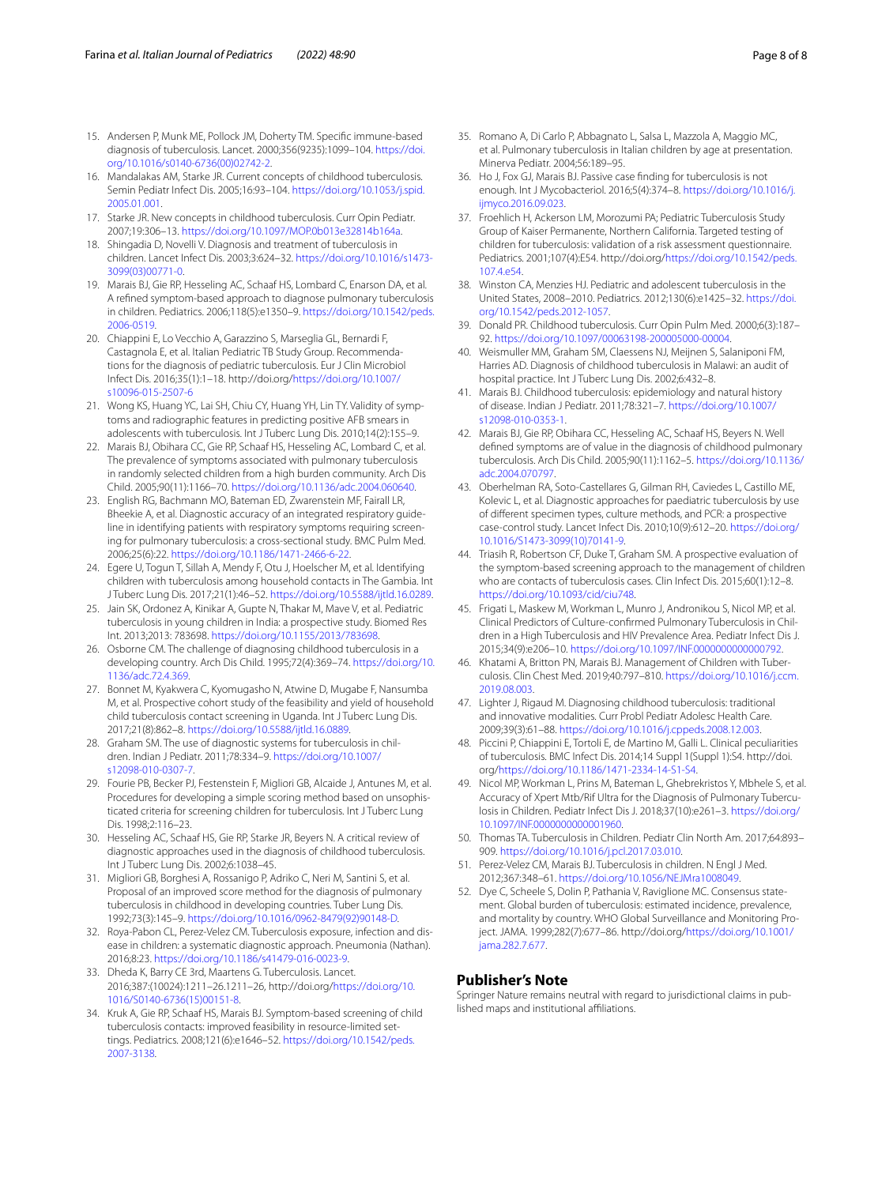15. Andersen P, Munk ME, Pollock JM, Doherty TM. Specific immune-based diagnosis of tuberculosis. Lancet. 2000;356(9235):1099–104. https://doi.org/10.1016/s0140-6736(00)02742-2.
16. Mandalakas AM, Starke JR. Current concepts of childhood tuberculosis. Semin Pediatr Infect Dis. 2005;16:93–104. https://doi.org/10.1053/j.spid.2005.01.001.
17. Starke JR. New concepts in childhood tuberculosis. Curr Opin Pediatr. 2007;19:306–13. https://doi.org/10.1097/MOP.0b013e32814b164a.
18. Shingadia D, Novelli V. Diagnosis and treatment of tuberculosis in children. Lancet Infect Dis. 2003;3:624–32. https://doi.org/10.1016/s1473-3099(03)00771-0.
19. Marais BJ, Gie RP, Hesseling AC, Schaaf HS, Lombard C, Enarson DA, et al. A refined symptom-based approach to diagnose pulmonary tuberculosis in children. Pediatrics. 2006;118(5):e1350–9. https://doi.org/10.1542/peds.2006-0519.
20. Chiappini E, Lo Vecchio A, Garazzino S, Marseglia GL, Bernardi F, Castagnola E, et al. Italian Pediatric TB Study Group. Recommendations for the diagnosis of pediatric tuberculosis. Eur J Clin Microbiol Infect Dis. 2016;35(1):1–18. http://doi.org/https://doi.org/10.1007/s10096-015-2507-6
21. Wong KS, Huang YC, Lai SH, Chiu CY, Huang YH, Lin TY. Validity of symptoms and radiographic features in predicting positive AFB smears in adolescents with tuberculosis. Int J Tuberc Lung Dis. 2010;14(2):155–9.
22. Marais BJ, Obihara CC, Gie RP, Schaaf HS, Hesseling AC, Lombard C, et al. The prevalence of symptoms associated with pulmonary tuberculosis in randomly selected children from a high burden community. Arch Dis Child. 2005;90(11):1166–70. https://doi.org/10.1136/adc.2004.060640.
23. English RG, Bachmann MO, Bateman ED, Zwarenstein MF, Fairall LR, Bheekie A, et al. Diagnostic accuracy of an integrated respiratory guideline in identifying patients with respiratory symptoms requiring screening for pulmonary tuberculosis: a cross-sectional study. BMC Pulm Med. 2006;25(6):22. https://doi.org/10.1186/1471-2466-6-22.
24. Egere U, Togun T, Sillah A, Mendy F, Otu J, Hoelscher M, et al. Identifying children with tuberculosis among household contacts in The Gambia. Int J Tuberc Lung Dis. 2017;21(1):46–52. https://doi.org/10.5588/ijtld.16.0289.
25. Jain SK, Ordonez A, Kinikar A, Gupte N, Thakar M, Mave V, et al. Pediatric tuberculosis in young children in India: a prospective study. Biomed Res Int. 2013;2013: 783698. https://doi.org/10.1155/2013/783698.
26. Osborne CM. The challenge of diagnosing childhood tuberculosis in a developing country. Arch Dis Child. 1995;72(4):369–74. https://doi.org/10.1136/adc.72.4.369.
27. Bonnet M, Kyakwera C, Kyomugasho N, Atwine D, Mugabe F, Nansumba M, et al. Prospective cohort study of the feasibility and yield of household child tuberculosis contact screening in Uganda. Int J Tuberc Lung Dis. 2017;21(8):862–8. https://doi.org/10.5588/ijtld.16.0889.
28. Graham SM. The use of diagnostic systems for tuberculosis in children. Indian J Pediatr. 2011;78:334–9. https://doi.org/10.1007/s12098-010-0307-7.
29. Fourie PB, Becker PJ, Festenstein F, Migliori GB, Alcaide J, Antunes M, et al. Procedures for developing a simple scoring method based on unsophisticated criteria for screening children for tuberculosis. Int J Tuberc Lung Dis. 1998;2:116–23.
30. Hesseling AC, Schaaf HS, Gie RP, Starke JR, Beyers N. A critical review of diagnostic approaches used in the diagnosis of childhood tuberculosis. Int J Tuberc Lung Dis. 2002;6:1038–45.
31. Migliori GB, Borghesi A, Rossanigo P, Adriko C, Neri M, Santini S, et al. Proposal of an improved score method for the diagnosis of pulmonary tuberculosis in childhood in developing countries. Tuber Lung Dis. 1992;73(3):145–9. https://doi.org/10.1016/0962-8479(92)90148-D.
32. Roya-Pabon CL, Perez-Velez CM. Tuberculosis exposure, infection and disease in children: a systematic diagnostic approach. Pneumonia (Nathan). 2016;8:23. https://doi.org/10.1186/s41479-016-0023-9.
33. Dheda K, Barry CE 3rd, Maartens G. Tuberculosis. Lancet. 2016;387:(10024):1211–26.1211–26, http://doi.org/https://doi.org/10.1016/S0140-6736(15)00151-8.
34. Kruk A, Gie RP, Schaaf HS, Marais BJ. Symptom-based screening of child tuberculosis contacts: improved feasibility in resource-limited settings. Pediatrics. 2008;121(6):e1646–52. https://doi.org/10.1542/peds.2007-3138.
35. Romano A, Di Carlo P, Abbagnato L, Salsa L, Mazzola A, Maggio MC, et al. Pulmonary tuberculosis in Italian children by age at presentation. Minerva Pediatr. 2004;56:189–95.
36. Ho J, Fox GJ, Marais BJ. Passive case finding for tuberculosis is not enough. Int J Mycobacteriol. 2016;5(4):374–8. https://doi.org/10.1016/j.ijmyco.2016.09.023.
37. Froehlich H, Ackerson LM, Morozumi PA; Pediatric Tuberculosis Study Group of Kaiser Permanente, Northern California. Targeted testing of children for tuberculosis: validation of a risk assessment questionnaire. Pediatrics. 2001;107(4):E54. http://doi.org/https://doi.org/10.1542/peds.107.4.e54.
38. Winston CA, Menzies HJ. Pediatric and adolescent tuberculosis in the United States, 2008–2010. Pediatrics. 2012;130(6):e1425–32. https://doi.org/10.1542/peds.2012-1057.
39. Donald PR. Childhood tuberculosis. Curr Opin Pulm Med. 2000;6(3):187–92. https://doi.org/10.1097/00063198-200005000-00004.
40. Weismuller MM, Graham SM, Claessens NJ, Meijnen S, Salaniponi FM, Harries AD. Diagnosis of childhood tuberculosis in Malawi: an audit of hospital practice. Int J Tuberc Lung Dis. 2002;6:432–8.
41. Marais BJ. Childhood tuberculosis: epidemiology and natural history of disease. Indian J Pediatr. 2011;78:321–7. https://doi.org/10.1007/s12098-010-0353-1.
42. Marais BJ, Gie RP, Obihara CC, Hesseling AC, Schaaf HS, Beyers N. Well defined symptoms are of value in the diagnosis of childhood pulmonary tuberculosis. Arch Dis Child. 2005;90(11):1162–5. https://doi.org/10.1136/adc.2004.070797.
43. Oberhelman RA, Soto-Castellares G, Gilman RH, Caviedes L, Castillo ME, Kolevic L, et al. Diagnostic approaches for paediatric tuberculosis by use of different specimen types, culture methods, and PCR: a prospective case-control study. Lancet Infect Dis. 2010;10(9):612–20. https://doi.org/10.1016/S1473-3099(10)70141-9.
44. Triasih R, Robertson CF, Duke T, Graham SM. A prospective evaluation of the symptom-based screening approach to the management of children who are contacts of tuberculosis cases. Clin Infect Dis. 2015;60(1):12–8. https://doi.org/10.1093/cid/ciu748.
45. Frigati L, Maskew M, Workman L, Munro J, Andronikou S, Nicol MP, et al. Clinical Predictors of Culture-confirmed Pulmonary Tuberculosis in Children in a High Tuberculosis and HIV Prevalence Area. Pediatr Infect Dis J. 2015;34(9):e206–10. https://doi.org/10.1097/INF.0000000000000792.
46. Khatami A, Britton PN, Marais BJ. Management of Children with Tuberculosis. Clin Chest Med. 2019;40:797–810. https://doi.org/10.1016/j.ccm.2019.08.003.
47. Lighter J, Rigaud M. Diagnosing childhood tuberculosis: traditional and innovative modalities. Curr Probl Pediatr Adolesc Health Care. 2009;39(3):61–88. https://doi.org/10.1016/j.cppeds.2008.12.003.
48. Piccini P, Chiappini E, Tortoli E, de Martino M, Galli L. Clinical peculiarities of tuberculosis. BMC Infect Dis. 2014;14 Suppl 1(Suppl 1):S4. http://doi.org/https://doi.org/10.1186/1471-2334-14-S1-S4.
49. Nicol MP, Workman L, Prins M, Bateman L, Ghebrekristos Y, Mbhele S, et al. Accuracy of Xpert Mtb/Rif Ultra for the Diagnosis of Pulmonary Tuberculosis in Children. Pediatr Infect Dis J. 2018;37(10):e261–3. https://doi.org/10.1097/INF.0000000000001960.
50. Thomas TA. Tuberculosis in Children. Pediatr Clin North Am. 2017;64:893–909. https://doi.org/10.1016/j.pcl.2017.03.010.
51. Perez-Velez CM, Marais BJ. Tuberculosis in children. N Engl J Med. 2012;367:348–61. https://doi.org/10.1056/NEJMra1008049.
52. Dye C, Scheele S, Dolin P, Pathania V, Raviglione MC. Consensus statement. Global burden of tuberculosis: estimated incidence, prevalence, and mortality by country. WHO Global Surveillance and Monitoring Project. JAMA. 1999;282(7):677–86. http://doi.org/https://doi.org/10.1001/jama.282.7.677.

## Publisher's Note

Springer Nature remains neutral with regard to jurisdictional claims in published maps and institutional affiliations.